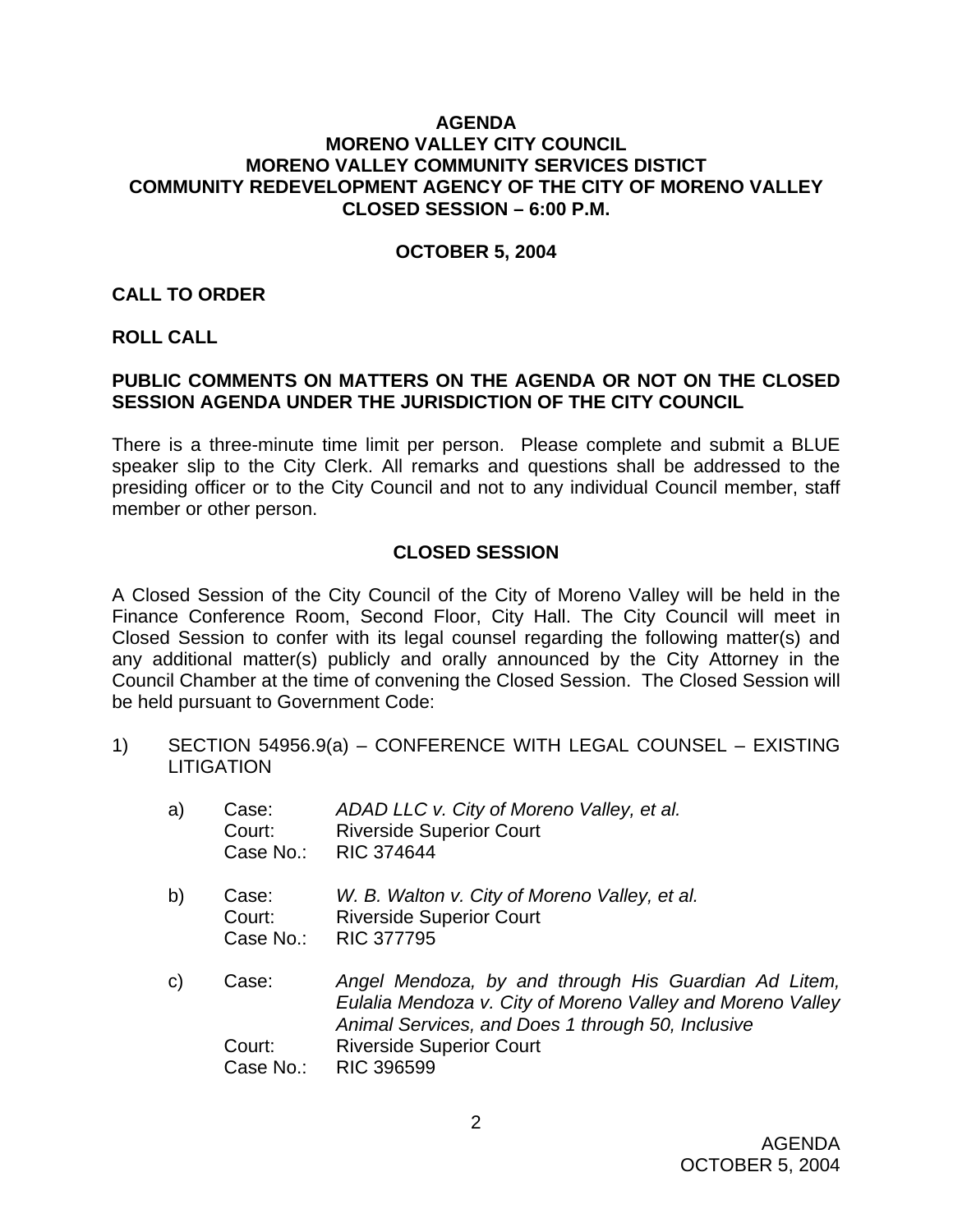# AGENDA
# MORENO VALLEY CITY COUNCIL
# MORENO VALLEY COMMUNITY SERVICES DISTICT
# COMMUNITY REDEVELOPMENT AGENCY OF THE CITY OF MORENO VALLEY
# CLOSED SESSION – 6:00 P.M.

**OCTOBER 5, 2004**

**CALL TO ORDER**

**ROLL CALL**

**PUBLIC COMMENTS ON MATTERS ON THE AGENDA OR NOT ON THE CLOSED SESSION AGENDA UNDER THE JURISDICTION OF THE CITY COUNCIL**

There is a three-minute time limit per person. Please complete and submit a BLUE speaker slip to the City Clerk. All remarks and questions shall be addressed to the presiding officer or to the City Council and not to any individual Council member, staff member or other person.

## CLOSED SESSION

A Closed Session of the City Council of the City of Moreno Valley will be held in the Finance Conference Room, Second Floor, City Hall. The City Council will meet in Closed Session to confer with its legal counsel regarding the following matter(s) and any additional matter(s) publicly and orally announced by the City Attorney in the Council Chamber at the time of convening the Closed Session. The Closed Session will be held pursuant to Government Code:

1) SECTION 54956.9(a) – CONFERENCE WITH LEGAL COUNSEL – EXISTING LITIGATION

   a) Case: *ADAD LLC v. City of Moreno Valley, et al.*
      Court: Riverside Superior Court
      Case No.: RIC 374644

   b) Case: *W. B. Walton v. City of Moreno Valley, et al.*
      Court: Riverside Superior Court
      Case No.: RIC 377795

   c) Case: *Angel Mendoza, by and through His Guardian Ad Litem, Eulalia Mendoza v. City of Moreno Valley and Moreno Valley Animal Services, and Does 1 through 50, Inclusive*
      Court: Riverside Superior Court
      Case No.: RIC 396599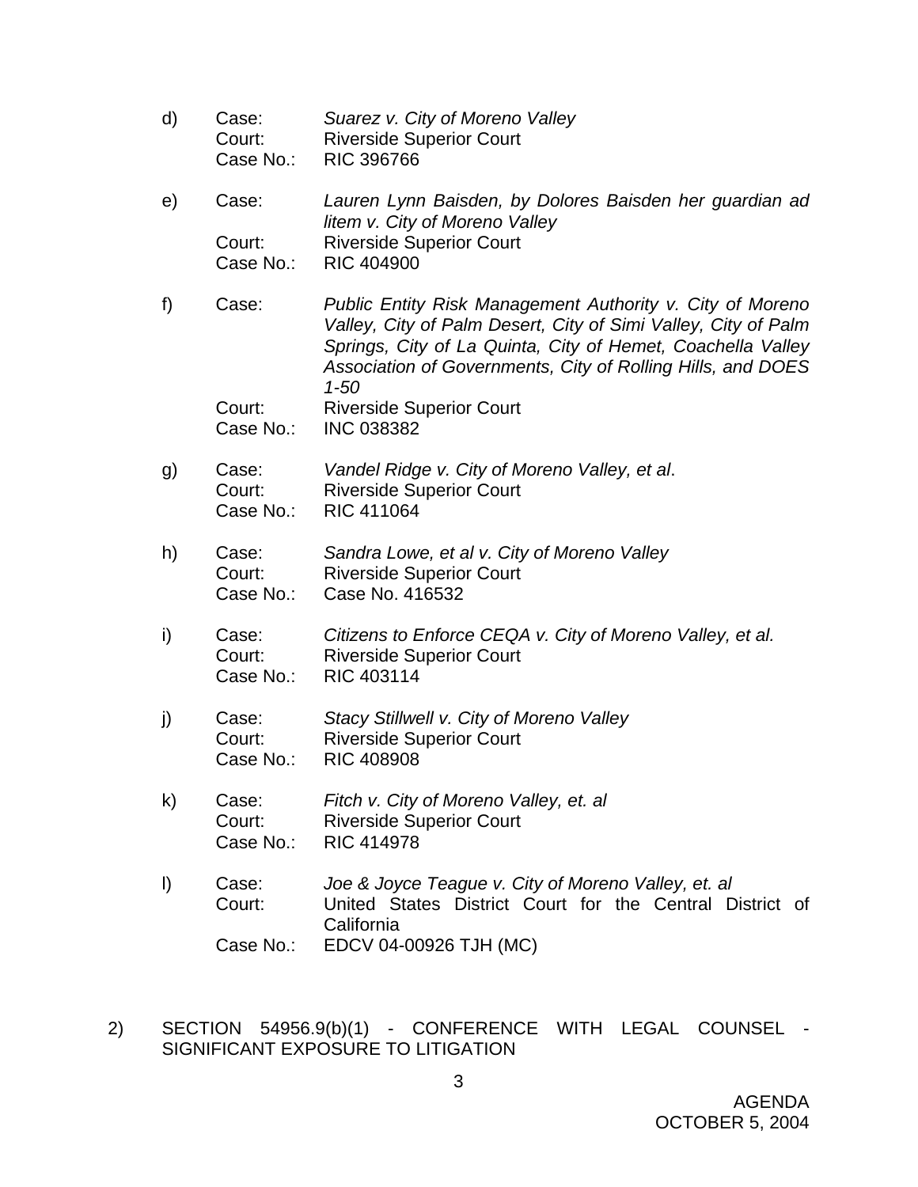d) Case: *Suarez v. City of Moreno Valley*
   Court: Riverside Superior Court
   Case No.: RIC 396766

e) Case: *Lauren Lynn Baisden, by Dolores Baisden her guardian ad litem v. City of Moreno Valley*
   Court: Riverside Superior Court
   Case No.: RIC 404900

f) Case: *Public Entity Risk Management Authority v. City of Moreno Valley, City of Palm Desert, City of Simi Valley, City of Palm Springs, City of La Quinta, City of Hemet, Coachella Valley Association of Governments, City of Rolling Hills, and DOES 1-50*
   Court: Riverside Superior Court
   Case No.: INC 038382

g) Case: *Vandel Ridge v. City of Moreno Valley, et al*.
   Court: Riverside Superior Court
   Case No.: RIC 411064

h) Case: *Sandra Lowe, et al v. City of Moreno Valley*
   Court: Riverside Superior Court
   Case No.: Case No. 416532

i) Case: *Citizens to Enforce CEQA v. City of Moreno Valley, et al.*
   Court: Riverside Superior Court
   Case No.: RIC 403114

j) Case: *Stacy Stillwell v. City of Moreno Valley*
   Court: Riverside Superior Court
   Case No.: RIC 408908

k) Case: *Fitch v. City of Moreno Valley, et. al*
   Court: Riverside Superior Court
   Case No.: RIC 414978

l) Case: *Joe & Joyce Teague v. City of Moreno Valley, et. al*
   Court: United States District Court for the Central District of California
   Case No.: EDCV 04-00926 TJH (MC)

2) SECTION 54956.9(b)(1) - CONFERENCE WITH LEGAL COUNSEL - SIGNIFICANT EXPOSURE TO LITIGATION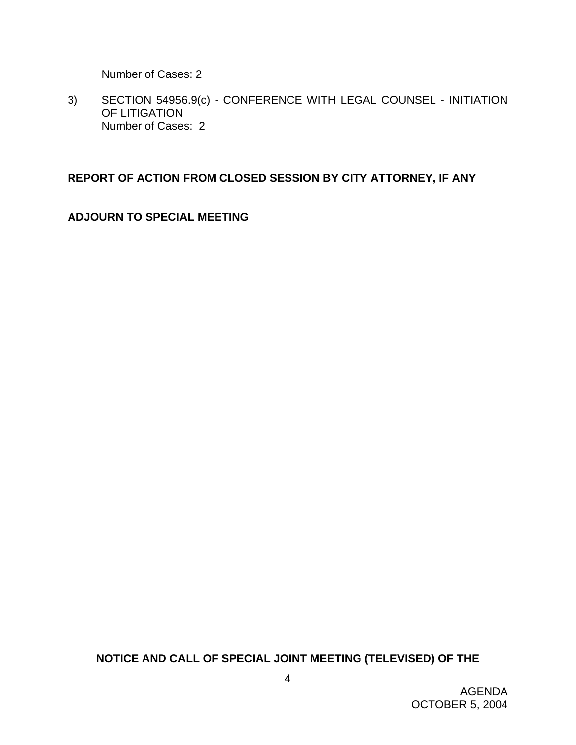Number of Cases: 2

3) SECTION 54956.9(c) - CONFERENCE WITH LEGAL COUNSEL - INITIATION OF LITIGATION
   Number of Cases: 2

**REPORT OF ACTION FROM CLOSED SESSION BY CITY ATTORNEY, IF ANY**

**ADJOURN TO SPECIAL MEETING**

**NOTICE AND CALL OF SPECIAL JOINT MEETING (TELEVISED) OF THE**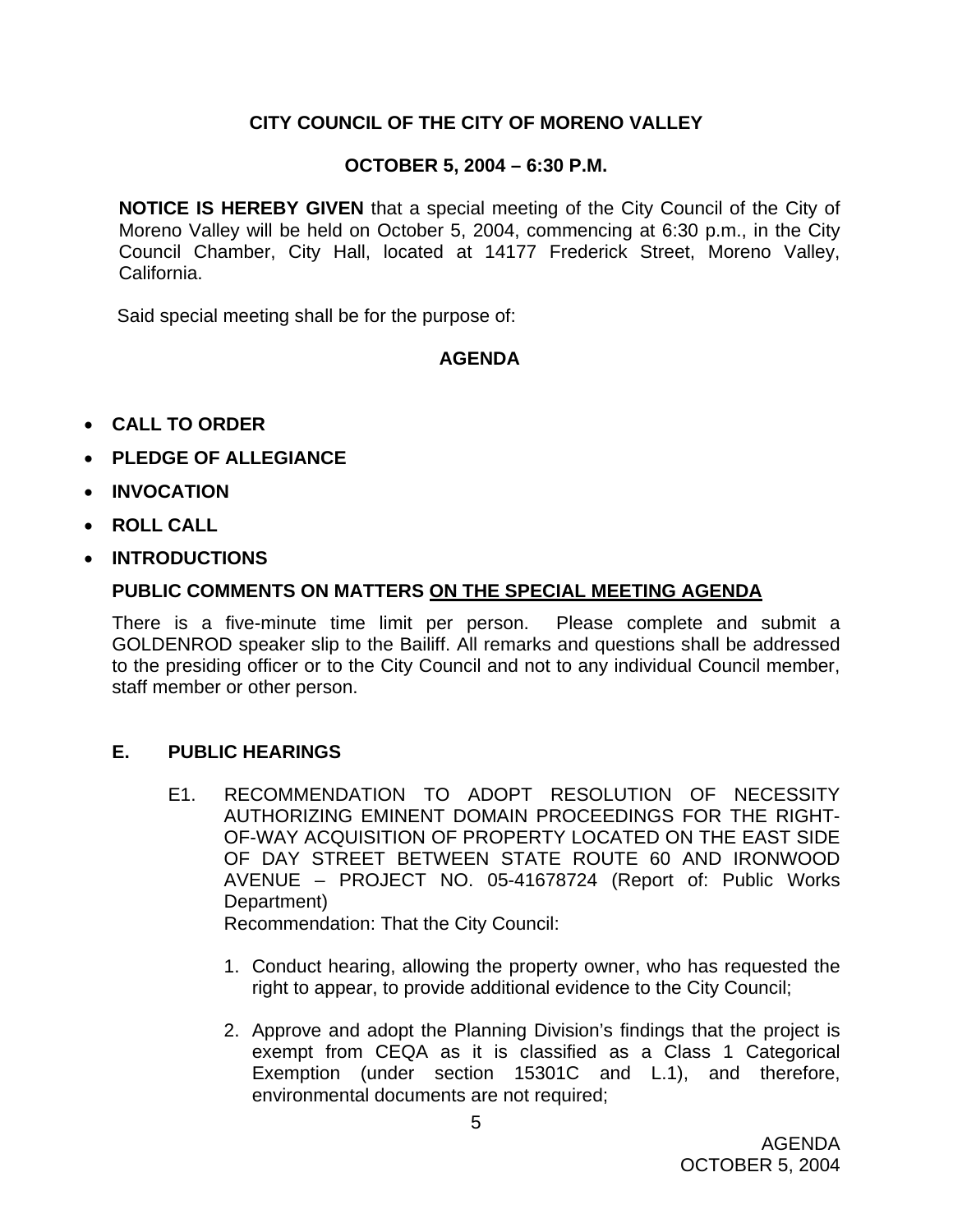**CITY COUNCIL OF THE CITY OF MORENO VALLEY**

**OCTOBER 5, 2004 – 6:30 P.M.**

**NOTICE IS HEREBY GIVEN** that a special meeting of the City Council of the City of Moreno Valley will be held on October 5, 2004, commencing at 6:30 p.m., in the City Council Chamber, City Hall, located at 14177 Frederick Street, Moreno Valley, California.

Said special meeting shall be for the purpose of:

**AGENDA**

- **CALL TO ORDER**
- **PLEDGE OF ALLEGIANCE**
- **INVOCATION**
- **ROLL CALL**
- **INTRODUCTIONS**

**PUBLIC COMMENTS ON MATTERS ON THE SPECIAL MEETING AGENDA**

There is a five-minute time limit per person. Please complete and submit a GOLDENROD speaker slip to the Bailiff. All remarks and questions shall be addressed to the presiding officer or to the City Council and not to any individual Council member, staff member or other person.

**E. PUBLIC HEARINGS**

E1. RECOMMENDATION TO ADOPT RESOLUTION OF NECESSITY AUTHORIZING EMINENT DOMAIN PROCEEDINGS FOR THE RIGHT-OF-WAY ACQUISITION OF PROPERTY LOCATED ON THE EAST SIDE OF DAY STREET BETWEEN STATE ROUTE 60 AND IRONWOOD AVENUE – PROJECT NO. 05-41678724 (Report of: Public Works Department)

Recommendation: That the City Council:

1. Conduct hearing, allowing the property owner, who has requested the right to appear, to provide additional evidence to the City Council;
2. Approve and adopt the Planning Division's findings that the project is exempt from CEQA as it is classified as a Class 1 Categorical Exemption (under section 15301C and L.1), and therefore, environmental documents are not required;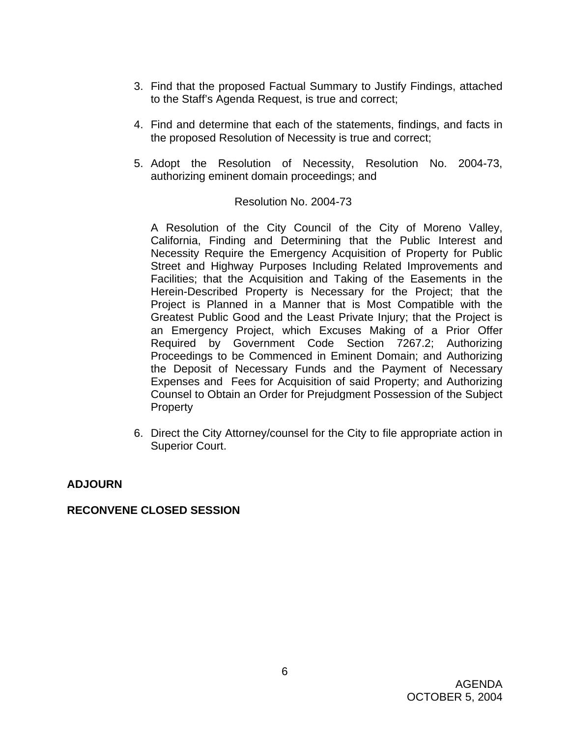3. Find that the proposed Factual Summary to Justify Findings, attached to the Staff's Agenda Request, is true and correct;

4. Find and determine that each of the statements, findings, and facts in the proposed Resolution of Necessity is true and correct;

5. Adopt the Resolution of Necessity, Resolution No. 2004-73, authorizing eminent domain proceedings; and

   Resolution No. 2004-73

   A Resolution of the City Council of the City of Moreno Valley, California, Finding and Determining that the Public Interest and Necessity Require the Emergency Acquisition of Property for Public Street and Highway Purposes Including Related Improvements and Facilities; that the Acquisition and Taking of the Easements in the Herein-Described Property is Necessary for the Project; that the Project is Planned in a Manner that is Most Compatible with the Greatest Public Good and the Least Private Injury; that the Project is an Emergency Project, which Excuses Making of a Prior Offer Required by Government Code Section 7267.2; Authorizing Proceedings to be Commenced in Eminent Domain; and Authorizing the Deposit of Necessary Funds and the Payment of Necessary Expenses and Fees for Acquisition of said Property; and Authorizing Counsel to Obtain an Order for Prejudgment Possession of the Subject Property

6. Direct the City Attorney/counsel for the City to file appropriate action in Superior Court.

**ADJOURN**

**RECONVENE CLOSED SESSION**